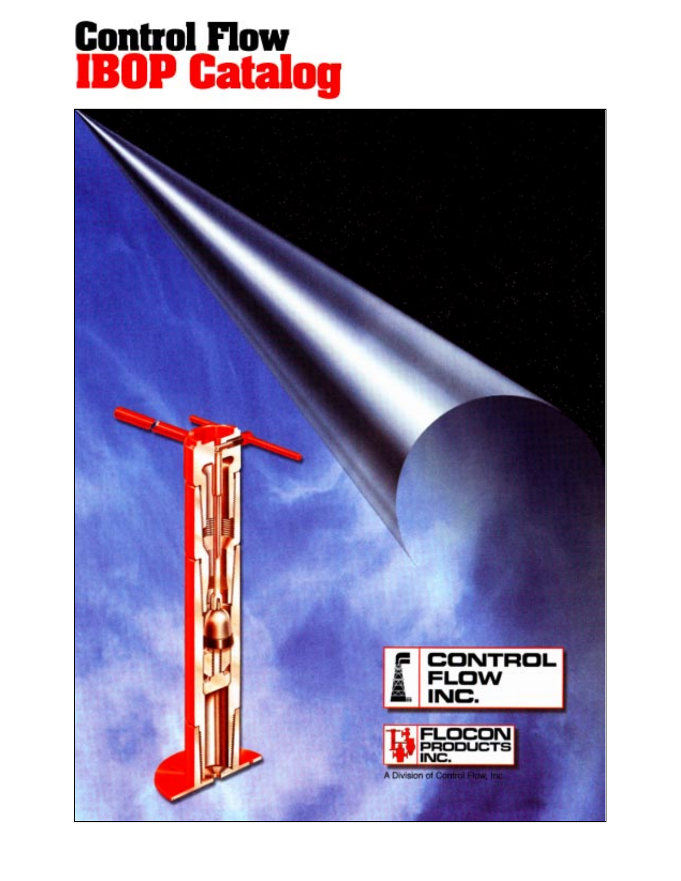# Control Flow
# IBOP Catalog

CONTROL FLOW INC.

FLOCON PRODUCTS INC.

A Division of Control Flow, Inc.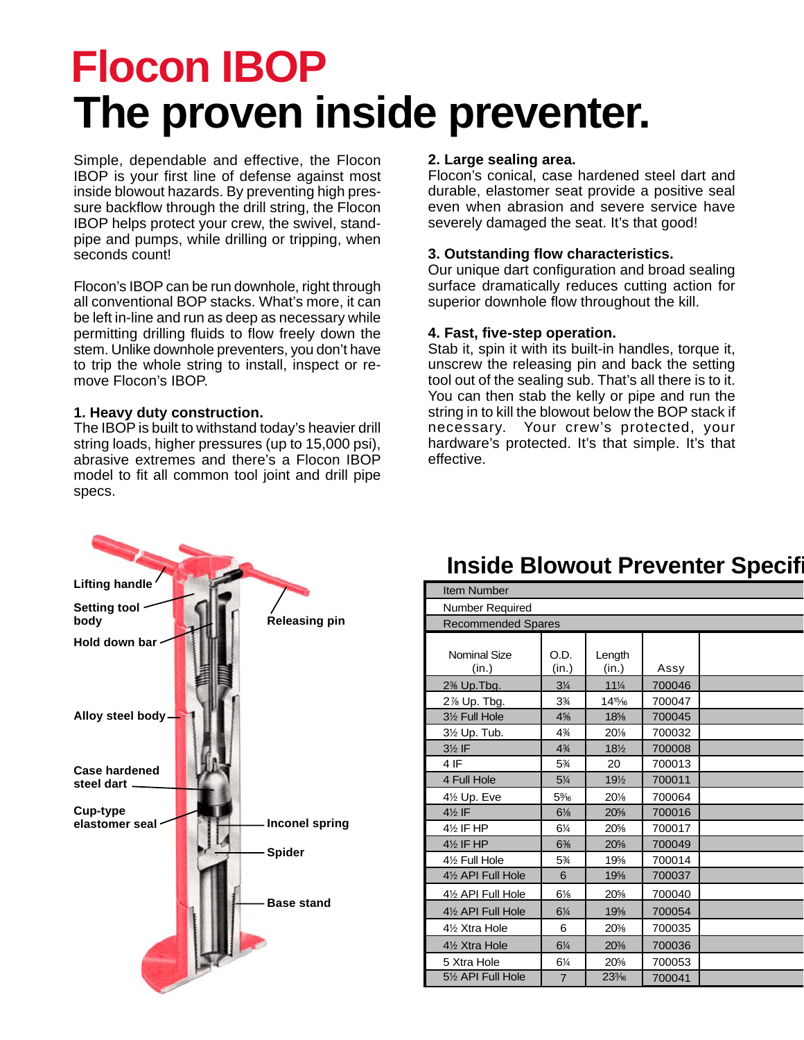# Flocon IBOP
# The proven inside preventer.

Simple, dependable and effective, the Flocon IBOP is your first line of defense against most inside blowout hazards. By preventing high pressure backflow through the drill string, the Flocon IBOP helps protect your crew, the swivel, standpipe and pumps, while drilling or tripping, when seconds count!

Flocon's IBOP can be run downhole, right through all conventional BOP stacks. What's more, it can be left in-line and run as deep as necessary while permitting drilling fluids to flow freely down the stem. Unlike downhole preventers, you don't have to trip the whole string to install, inspect or remove Flocon's IBOP.

**1. Heavy duty construction.**
The IBOP is built to withstand today's heavier drill string loads, higher pressures (up to 15,000 psi), abrasive extremes and there's a Flocon IBOP model to fit all common tool joint and drill pipe specs.

**2. Large sealing area.**
Flocon's conical, case hardened steel dart and durable, elastomer seat provide a positive seal even when abrasion and severe service have severely damaged the seat. It's that good!

**3. Outstanding flow characteristics.**
Our unique dart configuration and broad sealing surface dramatically reduces cutting action for superior downhole flow throughout the kill.

**4. Fast, five-step operation.**
Stab it, spin it with its built-in handles, torque it, unscrew the releasing pin and back the setting tool out of the sealing sub. That's all there is to it. You can then stab the kelly or pipe and run the string in to kill the blowout below the BOP stack if necessary. Your crew's protected, your hardware's protected. It's that simple. It's that effective.

Lifting handle
Setting tool body
Hold down bar
Alloy steel body
Case hardened steel dart
Cup-type elastomer seal
Releasing pin
Inconel spring
Spider
Base stand

## Inside Blowout Preventer Specifi

| Item Number | | | | |
|---|---|---|---|---|
| Number Required | | | | |
| Recommended Spares | | | | |
| Nominal Size (in.) | O.D. (in.) | Length (in.) | Assy | |
| 2⅜ Up.Tbg. | 3¼ | 11¼ | 700046 | |
| 2⅞ Up. Tbg. | 3¾ | 14¹⁵⁄₁₆ | 700047 | |
| 3½ Full Hole | 4⅝ | 18⅝ | 700045 | |
| 3½ Up. Tub. | 4¾ | 20⅛ | 700032 | |
| 3½ IF | 4¾ | 18½ | 700008 | |
| 4 IF | 5¾ | 20 | 700013 | |
| 4 Full Hole | 5¼ | 19½ | 700011 | |
| 4½ Up. Eve | 5⁹⁄₁₆ | 20⅛ | 700064 | |
| 4½ IF | 6⅛ | 20⅝ | 700016 | |
| 4½ IF HP | 6¼ | 20⅝ | 700017 | |
| 4½ IF HP | 6⅜ | 20⅝ | 700049 | |
| 4½ Full Hole | 5¾ | 19⅝ | 700014 | |
| 4½ API Full Hole | 6 | 19⅝ | 700037 | |
| 4½ API Full Hole | 6⅛ | 20⅝ | 700040 | |
| 4½ API Full Hole | 6¼ | 19⅝ | 700054 | |
| 4½ Xtra Hole | 6 | 20⅜ | 700035 | |
| 4½ Xtra Hole | 6¼ | 20⅜ | 700036 | |
| 5 Xtra Hole | 6¼ | 20⅝ | 700053 | |
| 5½ API Full Hole | 7 | 23³⁄₁₆ | 700041 | |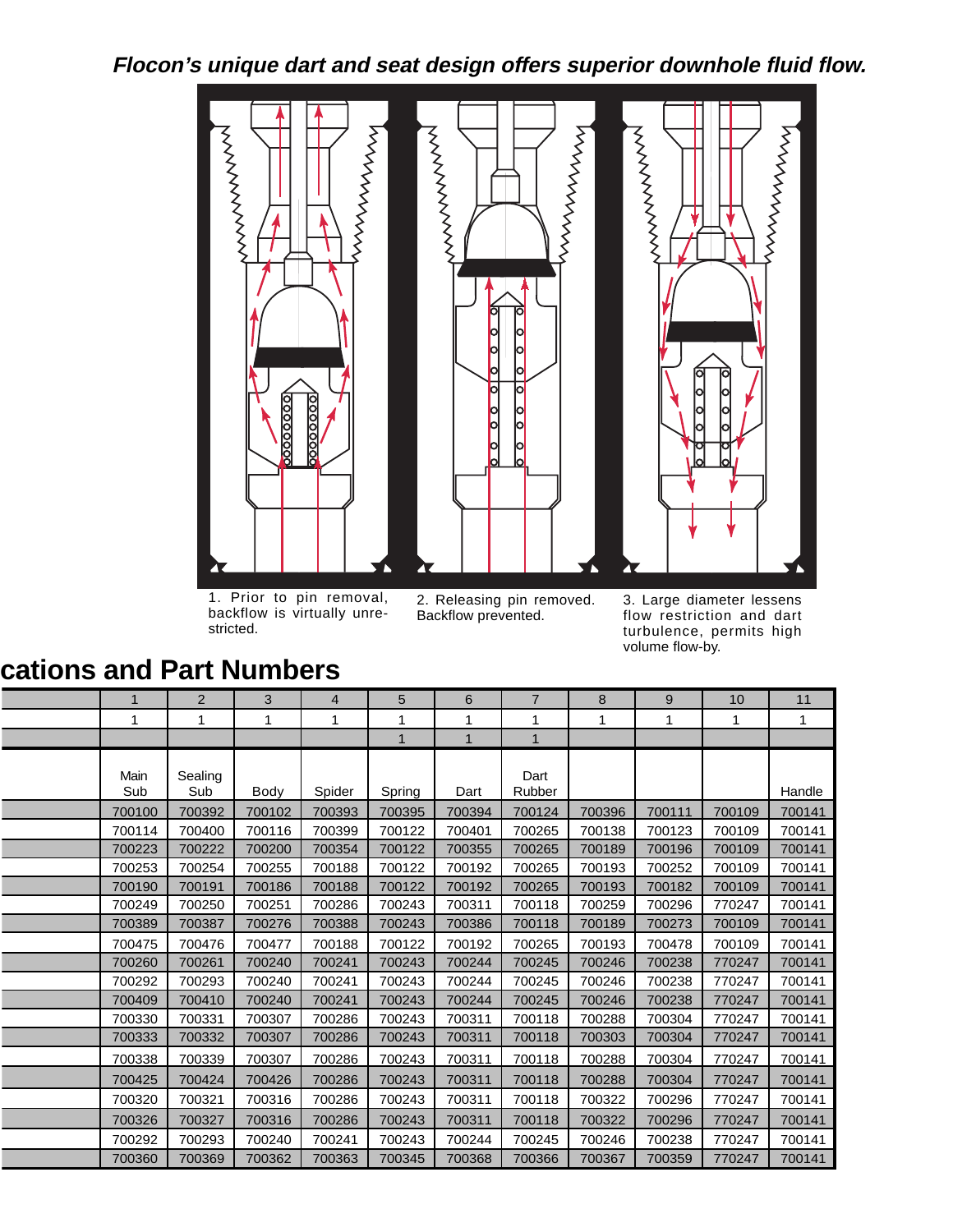***Flocon's unique dart and seat design offers superior downhole fluid flow.***

1. Prior to pin removal, backflow is virtually unrestricted.

2. Releasing pin removed. Backflow prevented.

3. Large diameter lessens flow restriction and dart turbulence, permits high volume flow-by.

## cations and Part Numbers

| | 1 | 2 | 3 | 4 | 5 | 6 | 7 | 8 | 9 | 10 | 11 |
|---|---|---|---|---|---|---|---|---|---|---|---|
| | 1 | 1 | 1 | 1 | 1 | 1 | 1 | 1 | 1 | 1 | 1 |
| | | | | | 1 | 1 | 1 | | | | |
| | Main Sub | Sealing Sub | Body | Spider | Spring | Dart | Dart Rubber | | | | Handle |
| | 700100 | 700392 | 700102 | 700393 | 700395 | 700394 | 700124 | 700396 | 700111 | 700109 | 700141 |
| | 700114 | 700400 | 700116 | 700399 | 700122 | 700401 | 700265 | 700138 | 700123 | 700109 | 700141 |
| | 700223 | 700222 | 700200 | 700354 | 700122 | 700355 | 700265 | 700189 | 700196 | 700109 | 700141 |
| | 700253 | 700254 | 700255 | 700188 | 700122 | 700192 | 700265 | 700193 | 700252 | 700109 | 700141 |
| | 700190 | 700191 | 700186 | 700188 | 700122 | 700192 | 700265 | 700193 | 700182 | 700109 | 700141 |
| | 700249 | 700250 | 700251 | 700286 | 700243 | 700311 | 700118 | 700259 | 700296 | 770247 | 700141 |
| | 700389 | 700387 | 700276 | 700388 | 700243 | 700386 | 700118 | 700189 | 700273 | 700109 | 700141 |
| | 700475 | 700476 | 700477 | 700188 | 700122 | 700192 | 700265 | 700193 | 700478 | 700109 | 700141 |
| | 700260 | 700261 | 700240 | 700241 | 700243 | 700244 | 700245 | 700246 | 700238 | 770247 | 700141 |
| | 700292 | 700293 | 700240 | 700241 | 700243 | 700244 | 700245 | 700246 | 700238 | 770247 | 700141 |
| | 700409 | 700410 | 700240 | 700241 | 700243 | 700244 | 700245 | 700246 | 700238 | 770247 | 700141 |
| | 700330 | 700331 | 700307 | 700286 | 700243 | 700311 | 700118 | 700288 | 700304 | 770247 | 700141 |
| | 700333 | 700332 | 700307 | 700286 | 700243 | 700311 | 700118 | 700303 | 700304 | 770247 | 700141 |
| | 700338 | 700339 | 700307 | 700286 | 700243 | 700311 | 700118 | 700288 | 700304 | 770247 | 700141 |
| | 700425 | 700424 | 700426 | 700286 | 700243 | 700311 | 700118 | 700288 | 700304 | 770247 | 700141 |
| | 700320 | 700321 | 700316 | 700286 | 700243 | 700311 | 700118 | 700322 | 700296 | 770247 | 700141 |
| | 700326 | 700327 | 700316 | 700286 | 700243 | 700311 | 700118 | 700322 | 700296 | 770247 | 700141 |
| | 700292 | 700293 | 700240 | 700241 | 700243 | 700244 | 700245 | 700246 | 700238 | 770247 | 700141 |
| | 700360 | 700369 | 700362 | 700363 | 700345 | 700368 | 700366 | 700367 | 700359 | 770247 | 700141 |